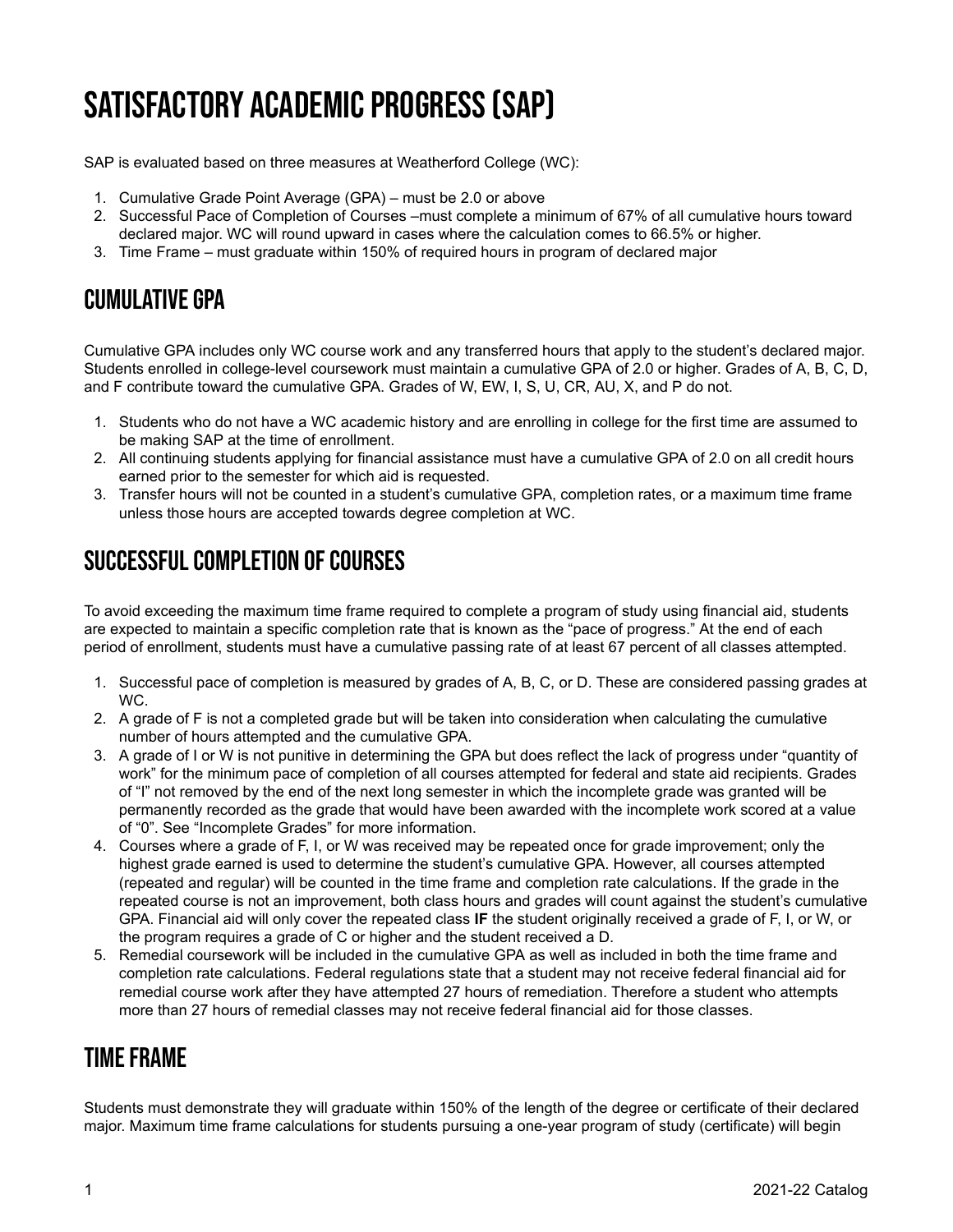# SATISFACTORY ACADEMIC PROGRESS (SAP)

SAP is evaluated based on three measures at Weatherford College (WC):

1. Cumulative Grade Point Average (GPA) – must be 2.0 or above
2. Successful Pace of Completion of Courses –must complete a minimum of 67% of all cumulative hours toward declared major. WC will round upward in cases where the calculation comes to 66.5% or higher.
3. Time Frame – must graduate within 150% of required hours in program of declared major

## CUMULATIVE GPA

Cumulative GPA includes only WC course work and any transferred hours that apply to the student's declared major. Students enrolled in college-level coursework must maintain a cumulative GPA of 2.0 or higher. Grades of A, B, C, D, and F contribute toward the cumulative GPA. Grades of W, EW, I, S, U, CR, AU, X, and P do not.

1. Students who do not have a WC academic history and are enrolling in college for the first time are assumed to be making SAP at the time of enrollment.
2. All continuing students applying for financial assistance must have a cumulative GPA of 2.0 on all credit hours earned prior to the semester for which aid is requested.
3. Transfer hours will not be counted in a student's cumulative GPA, completion rates, or a maximum time frame unless those hours are accepted towards degree completion at WC.

## SUCCESSFUL COMPLETION OF COURSES

To avoid exceeding the maximum time frame required to complete a program of study using financial aid, students are expected to maintain a specific completion rate that is known as the "pace of progress." At the end of each period of enrollment, students must have a cumulative passing rate of at least 67 percent of all classes attempted.

1. Successful pace of completion is measured by grades of A, B, C, or D. These are considered passing grades at WC.
2. A grade of F is not a completed grade but will be taken into consideration when calculating the cumulative number of hours attempted and the cumulative GPA.
3. A grade of I or W is not punitive in determining the GPA but does reflect the lack of progress under "quantity of work" for the minimum pace of completion of all courses attempted for federal and state aid recipients. Grades of "I" not removed by the end of the next long semester in which the incomplete grade was granted will be permanently recorded as the grade that would have been awarded with the incomplete work scored at a value of "0". See "Incomplete Grades" for more information.
4. Courses where a grade of F, I, or W was received may be repeated once for grade improvement; only the highest grade earned is used to determine the student's cumulative GPA. However, all courses attempted (repeated and regular) will be counted in the time frame and completion rate calculations. If the grade in the repeated course is not an improvement, both class hours and grades will count against the student's cumulative GPA. Financial aid will only cover the repeated class **IF** the student originally received a grade of F, I, or W, or the program requires a grade of C or higher and the student received a D.
5. Remedial coursework will be included in the cumulative GPA as well as included in both the time frame and completion rate calculations. Federal regulations state that a student may not receive federal financial aid for remedial course work after they have attempted 27 hours of remediation. Therefore a student who attempts more than 27 hours of remedial classes may not receive federal financial aid for those classes.

## TIME FRAME

Students must demonstrate they will graduate within 150% of the length of the degree or certificate of their declared major. Maximum time frame calculations for students pursuing a one-year program of study (certificate) will begin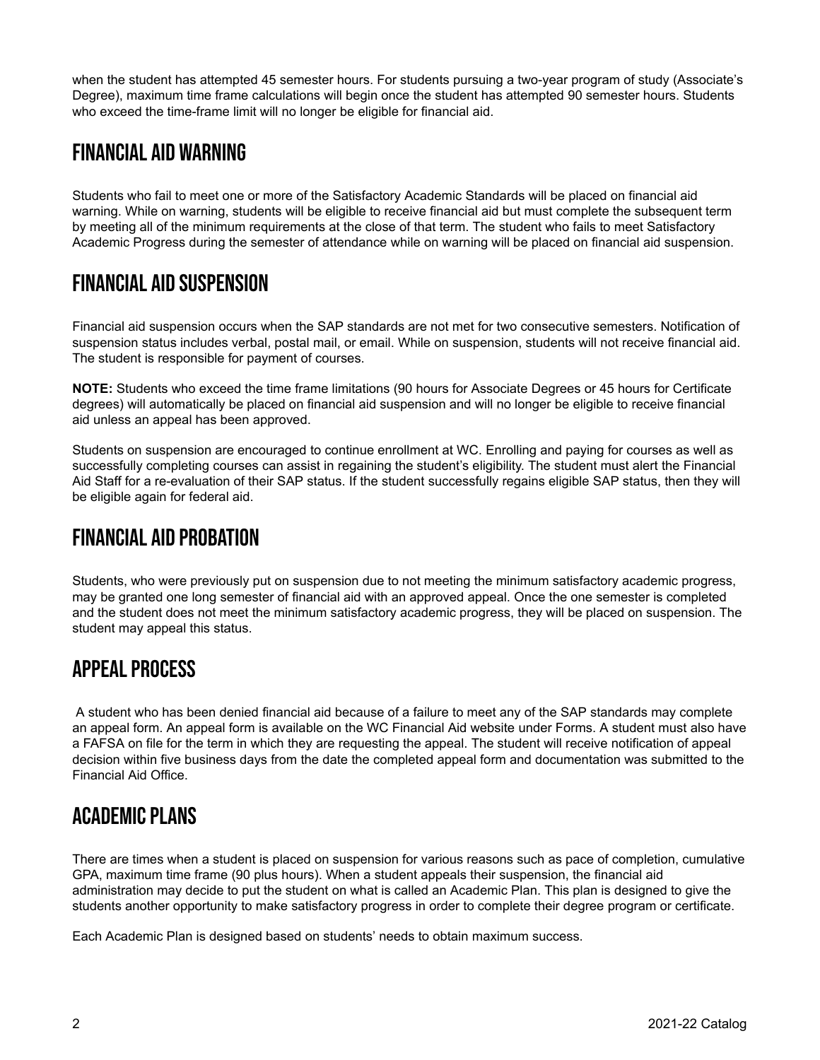when the student has attempted 45 semester hours. For students pursuing a two-year program of study (Associate's Degree), maximum time frame calculations will begin once the student has attempted 90 semester hours. Students who exceed the time-frame limit will no longer be eligible for financial aid.

## Financial Aid Warning

Students who fail to meet one or more of the Satisfactory Academic Standards will be placed on financial aid warning. While on warning, students will be eligible to receive financial aid but must complete the subsequent term by meeting all of the minimum requirements at the close of that term. The student who fails to meet Satisfactory Academic Progress during the semester of attendance while on warning will be placed on financial aid suspension.

## Financial Aid Suspension

Financial aid suspension occurs when the SAP standards are not met for two consecutive semesters. Notification of suspension status includes verbal, postal mail, or email. While on suspension, students will not receive financial aid. The student is responsible for payment of courses.

**NOTE:** Students who exceed the time frame limitations (90 hours for Associate Degrees or 45 hours for Certificate degrees) will automatically be placed on financial aid suspension and will no longer be eligible to receive financial aid unless an appeal has been approved.

Students on suspension are encouraged to continue enrollment at WC. Enrolling and paying for courses as well as successfully completing courses can assist in regaining the student's eligibility. The student must alert the Financial Aid Staff for a re-evaluation of their SAP status. If the student successfully regains eligible SAP status, then they will be eligible again for federal aid.

## Financial Aid Probation

Students, who were previously put on suspension due to not meeting the minimum satisfactory academic progress, may be granted one long semester of financial aid with an approved appeal. Once the one semester is completed and the student does not meet the minimum satisfactory academic progress, they will be placed on suspension. The student may appeal this status.

## Appeal Process

A student who has been denied financial aid because of a failure to meet any of the SAP standards may complete an appeal form. An appeal form is available on the WC Financial Aid website under Forms. A student must also have a FAFSA on file for the term in which they are requesting the appeal. The student will receive notification of appeal decision within five business days from the date the completed appeal form and documentation was submitted to the Financial Aid Office.

## Academic Plans

There are times when a student is placed on suspension for various reasons such as pace of completion, cumulative GPA, maximum time frame (90 plus hours). When a student appeals their suspension, the financial aid administration may decide to put the student on what is called an Academic Plan. This plan is designed to give the students another opportunity to make satisfactory progress in order to complete their degree program or certificate.

Each Academic Plan is designed based on students' needs to obtain maximum success.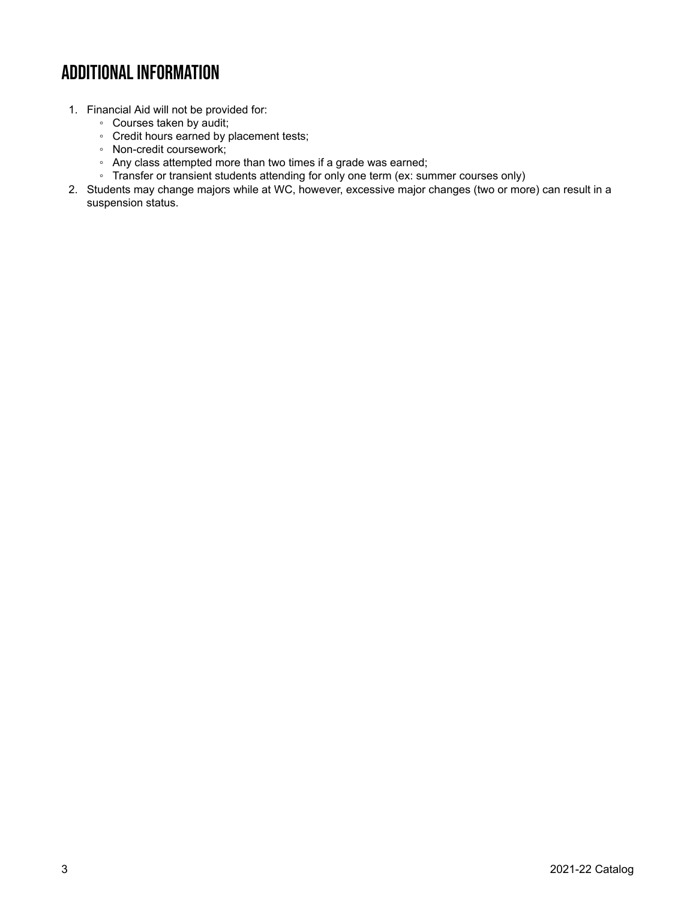## ADDITIONAL INFORMATION

1. Financial Aid will not be provided for:
   - Courses taken by audit;
   - Credit hours earned by placement tests;
   - Non-credit coursework;
   - Any class attempted more than two times if a grade was earned;
   - Transfer or transient students attending for only one term (ex: summer courses only)
2. Students may change majors while at WC, however, excessive major changes (two or more) can result in a suspension status.